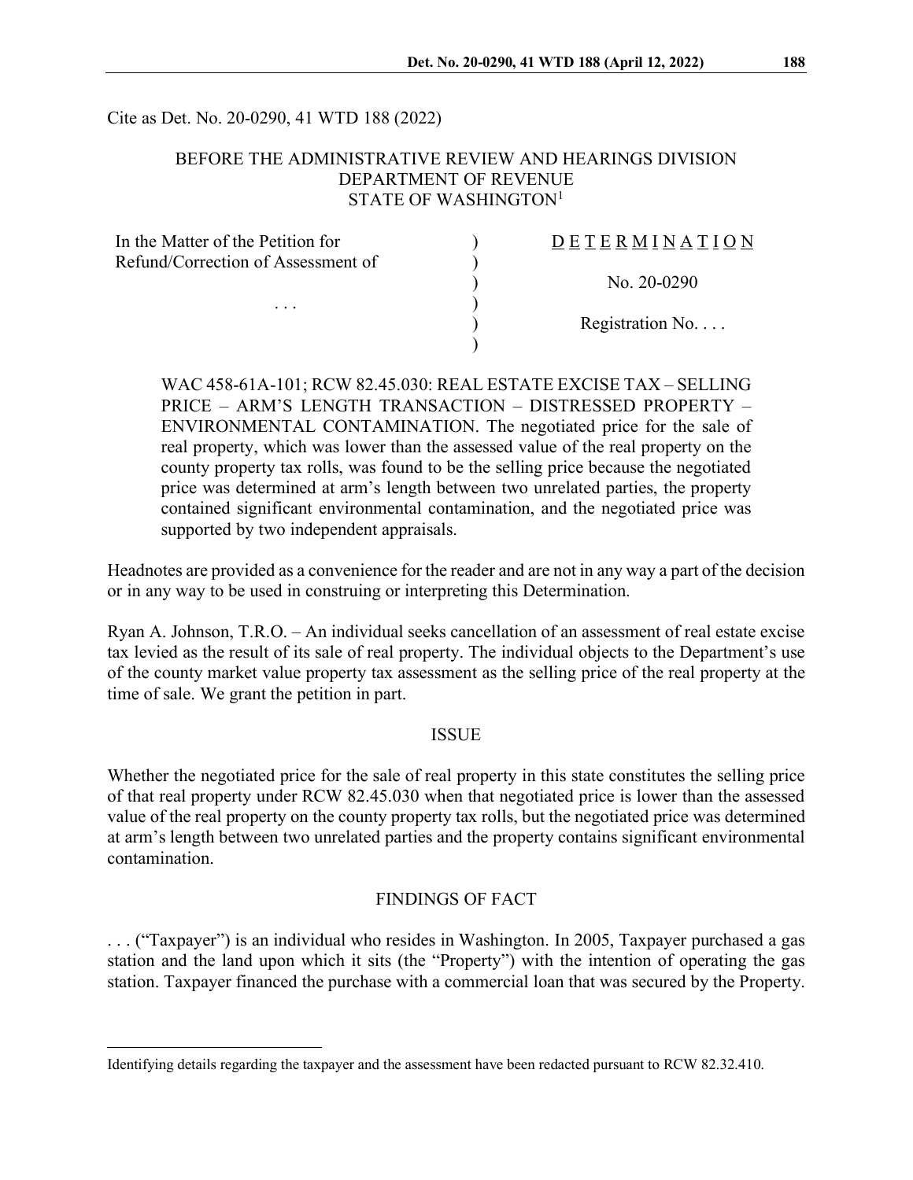Cite as Det. No. 20-0290, 41 WTD 188 (2022)

BEFORE THE ADMINISTRATIVE REVIEW AND HEARINGS DIVISION
DEPARTMENT OF REVENUE
STATE OF WASHINGTON[1]

| | | |
|---|---|---|
| In the Matter of the Petition for Refund/Correction of Assessment of | ) | D E T E R M I N A T I O N |
| | ) | |
| . . . | ) | No. 20-0290 |
| | ) | |
| | ) | Registration No. . . . |
| | ) | |

WAC 458-61A-101; RCW 82.45.030: REAL ESTATE EXCISE TAX – SELLING PRICE – ARM'S LENGTH TRANSACTION – DISTRESSED PROPERTY – ENVIRONMENTAL CONTAMINATION. The negotiated price for the sale of real property, which was lower than the assessed value of the real property on the county property tax rolls, was found to be the selling price because the negotiated price was determined at arm's length between two unrelated parties, the property contained significant environmental contamination, and the negotiated price was supported by two independent appraisals.

Headnotes are provided as a convenience for the reader and are not in any way a part of the decision or in any way to be used in construing or interpreting this Determination.

Ryan A. Johnson, T.R.O. – An individual seeks cancellation of an assessment of real estate excise tax levied as the result of its sale of real property. The individual objects to the Department's use of the county market value property tax assessment as the selling price of the real property at the time of sale. We grant the petition in part.

## ISSUE

Whether the negotiated price for the sale of real property in this state constitutes the selling price of that real property under RCW 82.45.030 when that negotiated price is lower than the assessed value of the real property on the county property tax rolls, but the negotiated price was determined at arm's length between two unrelated parties and the property contains significant environmental contamination.

## FINDINGS OF FACT

. . . ("Taxpayer") is an individual who resides in Washington. In 2005, Taxpayer purchased a gas station and the land upon which it sits (the "Property") with the intention of operating the gas station. Taxpayer financed the purchase with a commercial loan that was secured by the Property.

---

[1] Identifying details regarding the taxpayer and the assessment have been redacted pursuant to RCW 82.32.410.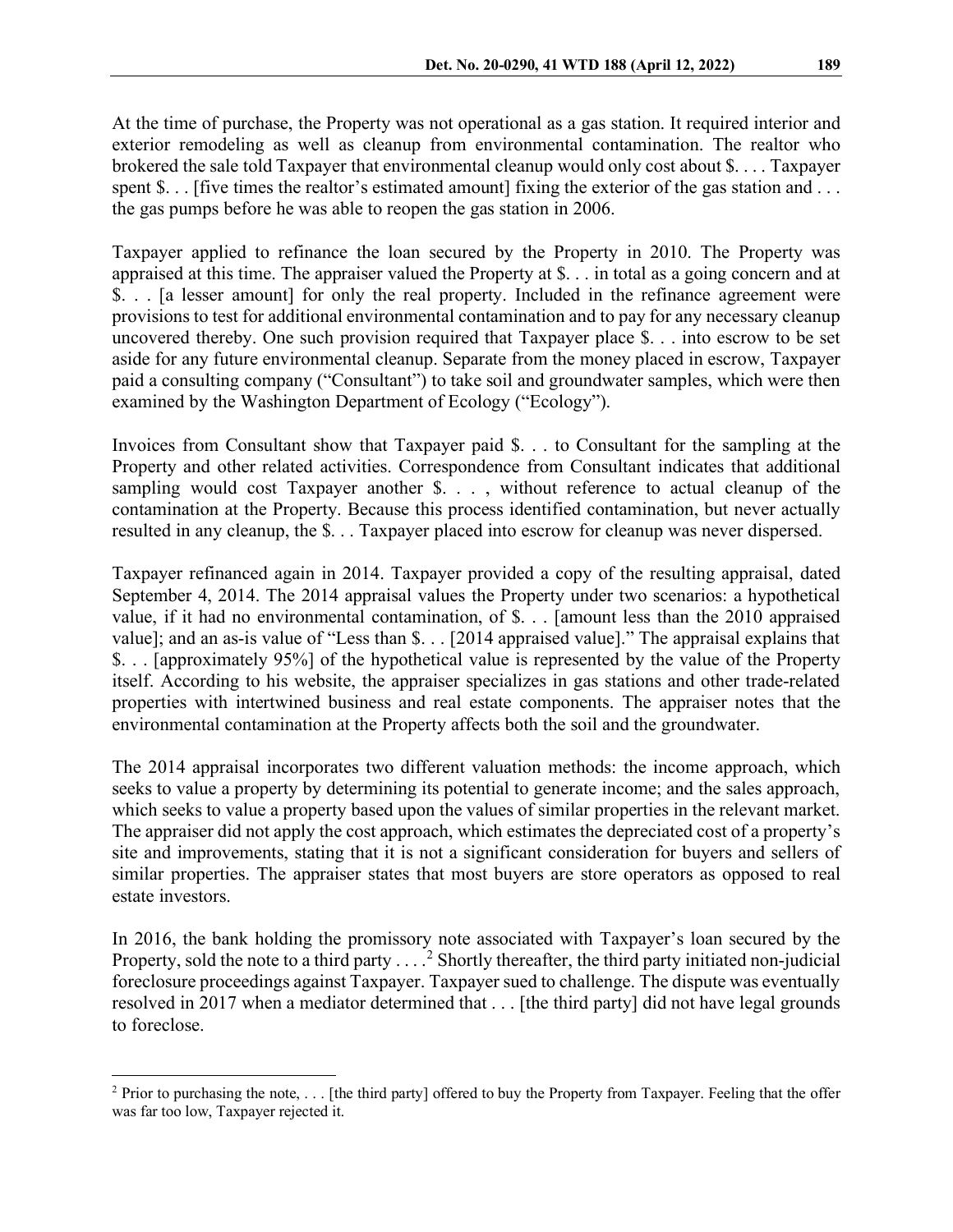At the time of purchase, the Property was not operational as a gas station. It required interior and exterior remodeling as well as cleanup from environmental contamination. The realtor who brokered the sale told Taxpayer that environmental cleanup would only cost about $. . . . Taxpayer spent $. . . [five times the realtor's estimated amount] fixing the exterior of the gas station and . . . the gas pumps before he was able to reopen the gas station in 2006.

Taxpayer applied to refinance the loan secured by the Property in 2010. The Property was appraised at this time. The appraiser valued the Property at $. . . in total as a going concern and at $. . . [a lesser amount] for only the real property. Included in the refinance agreement were provisions to test for additional environmental contamination and to pay for any necessary cleanup uncovered thereby. One such provision required that Taxpayer place $. . . into escrow to be set aside for any future environmental cleanup. Separate from the money placed in escrow, Taxpayer paid a consulting company ("Consultant") to take soil and groundwater samples, which were then examined by the Washington Department of Ecology ("Ecology").

Invoices from Consultant show that Taxpayer paid $. . . to Consultant for the sampling at the Property and other related activities. Correspondence from Consultant indicates that additional sampling would cost Taxpayer another $. . . , without reference to actual cleanup of the contamination at the Property. Because this process identified contamination, but never actually resulted in any cleanup, the $. . . Taxpayer placed into escrow for cleanup was never dispersed.

Taxpayer refinanced again in 2014. Taxpayer provided a copy of the resulting appraisal, dated September 4, 2014. The 2014 appraisal values the Property under two scenarios: a hypothetical value, if it had no environmental contamination, of $. . . [amount less than the 2010 appraised value]; and an as-is value of "Less than $. . . [2014 appraised value]." The appraisal explains that $. . . [approximately 95%] of the hypothetical value is represented by the value of the Property itself. According to his website, the appraiser specializes in gas stations and other trade-related properties with intertwined business and real estate components. The appraiser notes that the environmental contamination at the Property affects both the soil and the groundwater.

The 2014 appraisal incorporates two different valuation methods: the income approach, which seeks to value a property by determining its potential to generate income; and the sales approach, which seeks to value a property based upon the values of similar properties in the relevant market. The appraiser did not apply the cost approach, which estimates the depreciated cost of a property's site and improvements, stating that it is not a significant consideration for buyers and sellers of similar properties. The appraiser states that most buyers are store operators as opposed to real estate investors.

In 2016, the bank holding the promissory note associated with Taxpayer's loan secured by the Property, sold the note to a third party . . . .[2] Shortly thereafter, the third party initiated non-judicial foreclosure proceedings against Taxpayer. Taxpayer sued to challenge. The dispute was eventually resolved in 2017 when a mediator determined that . . . [the third party] did not have legal grounds to foreclose.

[2] Prior to purchasing the note, . . . [the third party] offered to buy the Property from Taxpayer. Feeling that the offer was far too low, Taxpayer rejected it.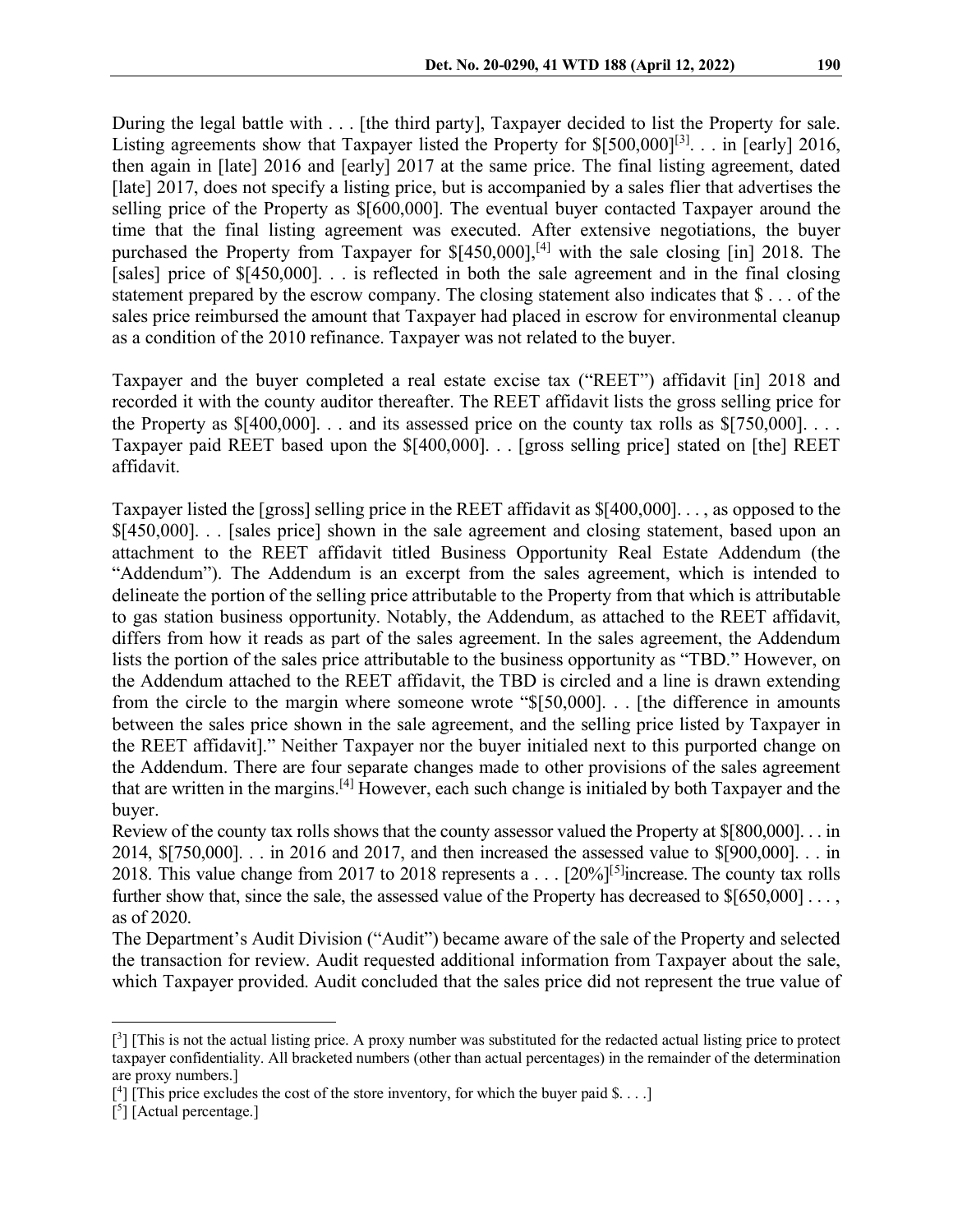During the legal battle with . . . [the third party], Taxpayer decided to list the Property for sale. Listing agreements show that Taxpayer listed the Property for $[500,000][3]. . . in [early] 2016, then again in [late] 2016 and [early] 2017 at the same price. The final listing agreement, dated [late] 2017, does not specify a listing price, but is accompanied by a sales flier that advertises the selling price of the Property as $[600,000]. The eventual buyer contacted Taxpayer around the time that the final listing agreement was executed. After extensive negotiations, the buyer purchased the Property from Taxpayer for $[450,000],[4] with the sale closing [in] 2018. The [sales] price of $[450,000]. . . is reflected in both the sale agreement and in the final closing statement prepared by the escrow company. The closing statement also indicates that $ . . . of the sales price reimbursed the amount that Taxpayer had placed in escrow for environmental cleanup as a condition of the 2010 refinance. Taxpayer was not related to the buyer.

Taxpayer and the buyer completed a real estate excise tax ("REET") affidavit [in] 2018 and recorded it with the county auditor thereafter. The REET affidavit lists the gross selling price for the Property as $[400,000]. . . and its assessed price on the county tax rolls as $[750,000]. . . . Taxpayer paid REET based upon the $[400,000]. . . [gross selling price] stated on [the] REET affidavit.

Taxpayer listed the [gross] selling price in the REET affidavit as $[400,000]. . . , as opposed to the $[450,000]. . . [sales price] shown in the sale agreement and closing statement, based upon an attachment to the REET affidavit titled Business Opportunity Real Estate Addendum (the "Addendum"). The Addendum is an excerpt from the sales agreement, which is intended to delineate the portion of the selling price attributable to the Property from that which is attributable to gas station business opportunity. Notably, the Addendum, as attached to the REET affidavit, differs from how it reads as part of the sales agreement. In the sales agreement, the Addendum lists the portion of the sales price attributable to the business opportunity as "TBD." However, on the Addendum attached to the REET affidavit, the TBD is circled and a line is drawn extending from the circle to the margin where someone wrote "$[50,000]. . . [the difference in amounts between the sales price shown in the sale agreement, and the selling price listed by Taxpayer in the REET affidavit]." Neither Taxpayer nor the buyer initialed next to this purported change on the Addendum. There are four separate changes made to other provisions of the sales agreement that are written in the margins.[4] However, each such change is initialed by both Taxpayer and the buyer.

Review of the county tax rolls shows that the county assessor valued the Property at $[800,000]. . . in 2014, $[750,000]. . . in 2016 and 2017, and then increased the assessed value to $[900,000]. . . in 2018. This value change from 2017 to 2018 represents a . . . [20%][5] increase. The county tax rolls further show that, since the sale, the assessed value of the Property has decreased to $[650,000] . . . , as of 2020.

The Department's Audit Division ("Audit") became aware of the sale of the Property and selected the transaction for review. Audit requested additional information from Taxpayer about the sale, which Taxpayer provided. Audit concluded that the sales price did not represent the true value of

---

[3] [This is not the actual listing price. A proxy number was substituted for the redacted actual listing price to protect taxpayer confidentiality. All bracketed numbers (other than actual percentages) in the remainder of the determination are proxy numbers.]

[4] [This price excludes the cost of the store inventory, for which the buyer paid $. . . .]

[5] [Actual percentage.]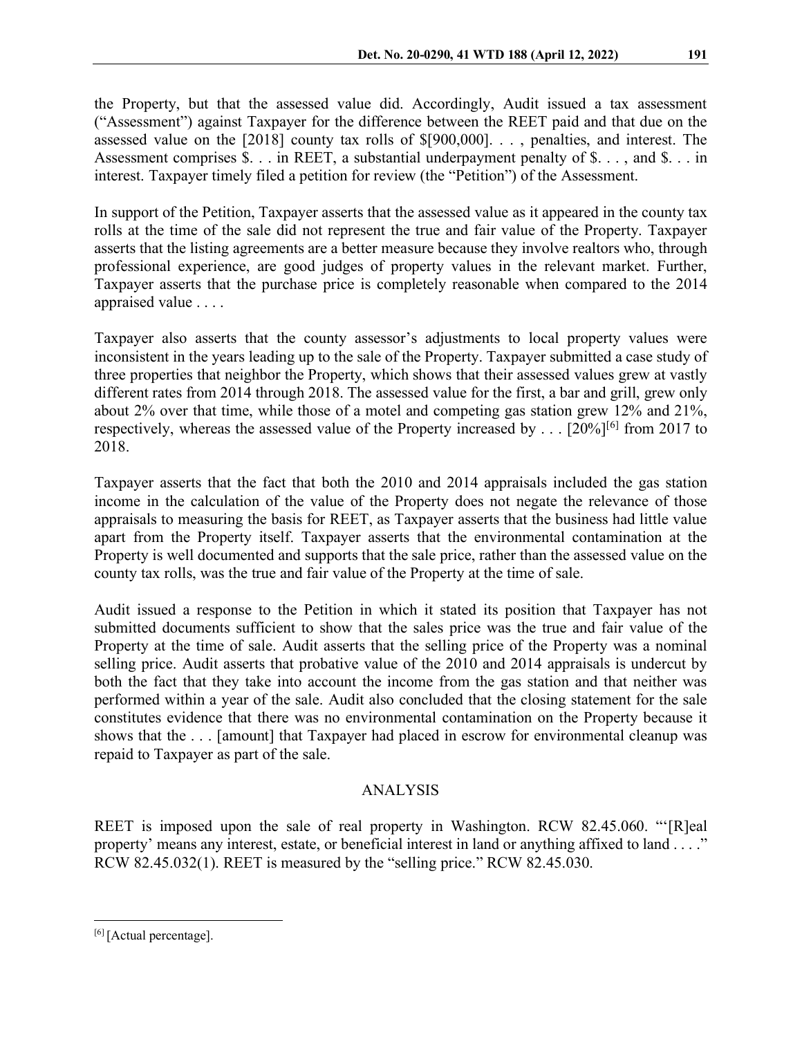the Property, but that the assessed value did. Accordingly, Audit issued a tax assessment ("Assessment") against Taxpayer for the difference between the REET paid and that due on the assessed value on the [2018] county tax rolls of $[900,000]. . . , penalties, and interest. The Assessment comprises $. . . in REET, a substantial underpayment penalty of $. . . , and $. . . in interest. Taxpayer timely filed a petition for review (the "Petition") of the Assessment.

In support of the Petition, Taxpayer asserts that the assessed value as it appeared in the county tax rolls at the time of the sale did not represent the true and fair value of the Property. Taxpayer asserts that the listing agreements are a better measure because they involve realtors who, through professional experience, are good judges of property values in the relevant market. Further, Taxpayer asserts that the purchase price is completely reasonable when compared to the 2014 appraised value . . . .

Taxpayer also asserts that the county assessor's adjustments to local property values were inconsistent in the years leading up to the sale of the Property. Taxpayer submitted a case study of three properties that neighbor the Property, which shows that their assessed values grew at vastly different rates from 2014 through 2018. The assessed value for the first, a bar and grill, grew only about 2% over that time, while those of a motel and competing gas station grew 12% and 21%, respectively, whereas the assessed value of the Property increased by . . . [20%][6] from 2017 to 2018.

Taxpayer asserts that the fact that both the 2010 and 2014 appraisals included the gas station income in the calculation of the value of the Property does not negate the relevance of those appraisals to measuring the basis for REET, as Taxpayer asserts that the business had little value apart from the Property itself. Taxpayer asserts that the environmental contamination at the Property is well documented and supports that the sale price, rather than the assessed value on the county tax rolls, was the true and fair value of the Property at the time of sale.

Audit issued a response to the Petition in which it stated its position that Taxpayer has not submitted documents sufficient to show that the sales price was the true and fair value of the Property at the time of sale. Audit asserts that the selling price of the Property was a nominal selling price. Audit asserts that probative value of the 2010 and 2014 appraisals is undercut by both the fact that they take into account the income from the gas station and that neither was performed within a year of the sale. Audit also concluded that the closing statement for the sale constitutes evidence that there was no environmental contamination on the Property because it shows that the . . . [amount] that Taxpayer had placed in escrow for environmental cleanup was repaid to Taxpayer as part of the sale.

## ANALYSIS

REET is imposed upon the sale of real property in Washington. RCW 82.45.060. "'[R]eal property' means any interest, estate, or beneficial interest in land or anything affixed to land . . . ." RCW 82.45.032(1). REET is measured by the "selling price." RCW 82.45.030.

---

[6] [Actual percentage].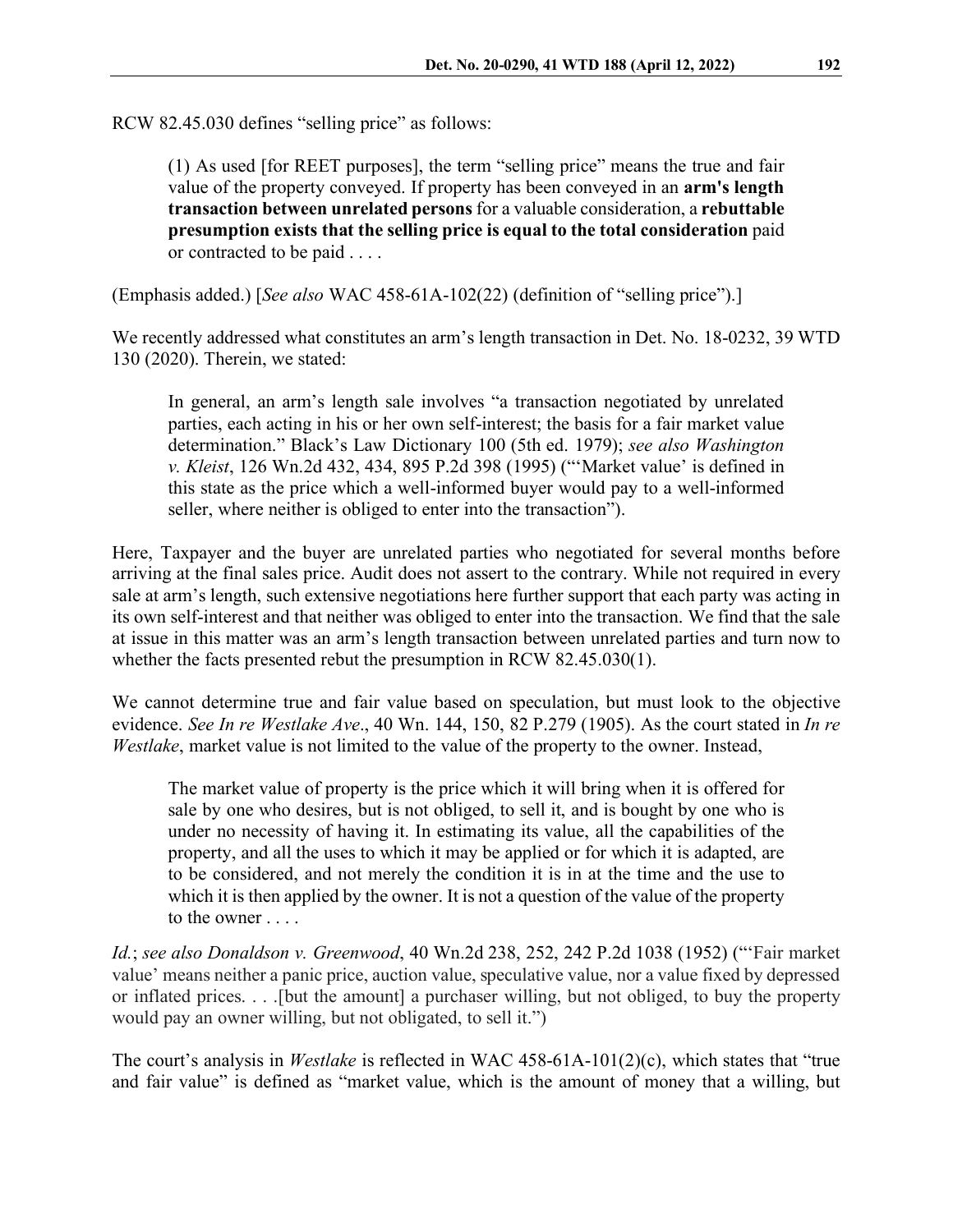RCW 82.45.030 defines "selling price" as follows:

> (1) As used [for REET purposes], the term "selling price" means the true and fair value of the property conveyed. If property has been conveyed in an **arm's length transaction between unrelated persons** for a valuable consideration, a **rebuttable presumption exists that the selling price is equal to the total consideration** paid or contracted to be paid . . . .

(Emphasis added.) [*See also* WAC 458-61A-102(22) (definition of "selling price").]

We recently addressed what constitutes an arm's length transaction in Det. No. 18-0232, 39 WTD 130 (2020). Therein, we stated:

> In general, an arm's length sale involves "a transaction negotiated by unrelated parties, each acting in his or her own self-interest; the basis for a fair market value determination." Black's Law Dictionary 100 (5th ed. 1979); *see also Washington v. Kleist*, 126 Wn.2d 432, 434, 895 P.2d 398 (1995) ("'Market value' is defined in this state as the price which a well-informed buyer would pay to a well-informed seller, where neither is obliged to enter into the transaction").

Here, Taxpayer and the buyer are unrelated parties who negotiated for several months before arriving at the final sales price. Audit does not assert to the contrary. While not required in every sale at arm's length, such extensive negotiations here further support that each party was acting in its own self-interest and that neither was obliged to enter into the transaction. We find that the sale at issue in this matter was an arm's length transaction between unrelated parties and turn now to whether the facts presented rebut the presumption in RCW 82.45.030(1).

We cannot determine true and fair value based on speculation, but must look to the objective evidence. *See In re Westlake Ave*., 40 Wn. 144, 150, 82 P.279 (1905). As the court stated in *In re Westlake*, market value is not limited to the value of the property to the owner. Instead,

> The market value of property is the price which it will bring when it is offered for sale by one who desires, but is not obliged, to sell it, and is bought by one who is under no necessity of having it. In estimating its value, all the capabilities of the property, and all the uses to which it may be applied or for which it is adapted, are to be considered, and not merely the condition it is in at the time and the use to which it is then applied by the owner. It is not a question of the value of the property to the owner . . . .

*Id.*; *see also Donaldson v. Greenwood*, 40 Wn.2d 238, 252, 242 P.2d 1038 (1952) ("'Fair market value' means neither a panic price, auction value, speculative value, nor a value fixed by depressed or inflated prices. . . .[but the amount] a purchaser willing, but not obliged, to buy the property would pay an owner willing, but not obligated, to sell it.")

The court's analysis in *Westlake* is reflected in WAC 458-61A-101(2)(c), which states that "true and fair value" is defined as "market value, which is the amount of money that a willing, but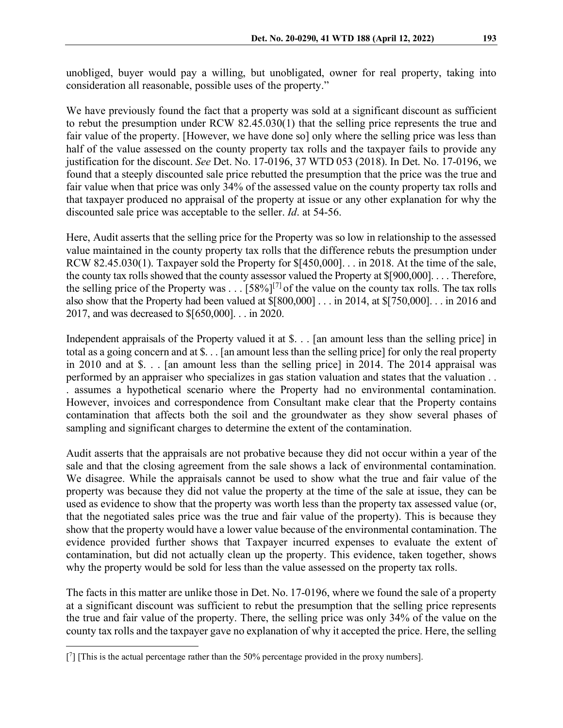unobliged, buyer would pay a willing, but unobligated, owner for real property, taking into consideration all reasonable, possible uses of the property."

We have previously found the fact that a property was sold at a significant discount as sufficient to rebut the presumption under RCW 82.45.030(1) that the selling price represents the true and fair value of the property. [However, we have done so] only where the selling price was less than half of the value assessed on the county property tax rolls and the taxpayer fails to provide any justification for the discount. *See* Det. No. 17-0196, 37 WTD 053 (2018). In Det. No. 17-0196, we found that a steeply discounted sale price rebutted the presumption that the price was the true and fair value when that price was only 34% of the assessed value on the county property tax rolls and that taxpayer produced no appraisal of the property at issue or any other explanation for why the discounted sale price was acceptable to the seller. *Id*. at 54-56.

Here, Audit asserts that the selling price for the Property was so low in relationship to the assessed value maintained in the county property tax rolls that the difference rebuts the presumption under RCW 82.45.030(1). Taxpayer sold the Property for $[450,000]. . . in 2018. At the time of the sale, the county tax rolls showed that the county assessor valued the Property at $[900,000]. . . . Therefore, the selling price of the Property was . . . [58%][7] of the value on the county tax rolls. The tax rolls also show that the Property had been valued at $[800,000] . . . in 2014, at $[750,000]. . . in 2016 and 2017, and was decreased to $[650,000]. . . in 2020.

Independent appraisals of the Property valued it at $. . . [an amount less than the selling price] in total as a going concern and at $. . . [an amount less than the selling price] for only the real property in 2010 and at $. . . [an amount less than the selling price] in 2014. The 2014 appraisal was performed by an appraiser who specializes in gas station valuation and states that the valuation . . . assumes a hypothetical scenario where the Property had no environmental contamination. However, invoices and correspondence from Consultant make clear that the Property contains contamination that affects both the soil and the groundwater as they show several phases of sampling and significant charges to determine the extent of the contamination.

Audit asserts that the appraisals are not probative because they did not occur within a year of the sale and that the closing agreement from the sale shows a lack of environmental contamination. We disagree. While the appraisals cannot be used to show what the true and fair value of the property was because they did not value the property at the time of the sale at issue, they can be used as evidence to show that the property was worth less than the property tax assessed value (or, that the negotiated sales price was the true and fair value of the property). This is because they show that the property would have a lower value because of the environmental contamination. The evidence provided further shows that Taxpayer incurred expenses to evaluate the extent of contamination, but did not actually clean up the property. This evidence, taken together, shows why the property would be sold for less than the value assessed on the property tax rolls.

The facts in this matter are unlike those in Det. No. 17-0196, where we found the sale of a property at a significant discount was sufficient to rebut the presumption that the selling price represents the true and fair value of the property. There, the selling price was only 34% of the value on the county tax rolls and the taxpayer gave no explanation of why it accepted the price. Here, the selling

[7] [This is the actual percentage rather than the 50% percentage provided in the proxy numbers].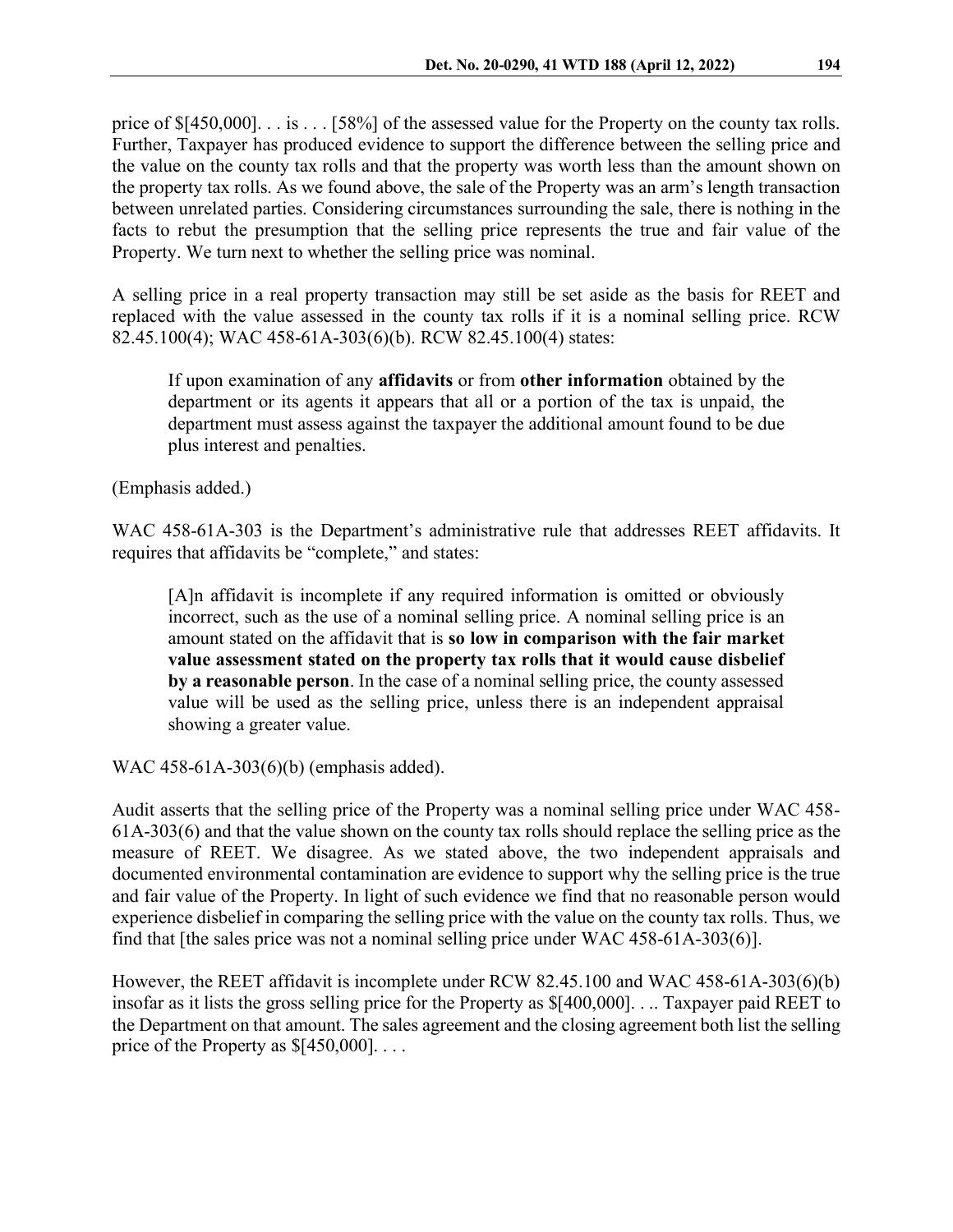price of $[450,000]. . . is . . . [58%] of the assessed value for the Property on the county tax rolls. Further, Taxpayer has produced evidence to support the difference between the selling price and the value on the county tax rolls and that the property was worth less than the amount shown on the property tax rolls. As we found above, the sale of the Property was an arm's length transaction between unrelated parties. Considering circumstances surrounding the sale, there is nothing in the facts to rebut the presumption that the selling price represents the true and fair value of the Property. We turn next to whether the selling price was nominal.

A selling price in a real property transaction may still be set aside as the basis for REET and replaced with the value assessed in the county tax rolls if it is a nominal selling price. RCW 82.45.100(4); WAC 458-61A-303(6)(b). RCW 82.45.100(4) states:

> If upon examination of any **affidavits** or from **other information** obtained by the department or its agents it appears that all or a portion of the tax is unpaid, the department must assess against the taxpayer the additional amount found to be due plus interest and penalties.

(Emphasis added.)

WAC 458-61A-303 is the Department's administrative rule that addresses REET affidavits. It requires that affidavits be "complete," and states:

> [A]n affidavit is incomplete if any required information is omitted or obviously incorrect, such as the use of a nominal selling price. A nominal selling price is an amount stated on the affidavit that is **so low in comparison with the fair market value assessment stated on the property tax rolls that it would cause disbelief by a reasonable person**. In the case of a nominal selling price, the county assessed value will be used as the selling price, unless there is an independent appraisal showing a greater value.

WAC 458-61A-303(6)(b) (emphasis added).

Audit asserts that the selling price of the Property was a nominal selling price under WAC 458-61A-303(6) and that the value shown on the county tax rolls should replace the selling price as the measure of REET. We disagree. As we stated above, the two independent appraisals and documented environmental contamination are evidence to support why the selling price is the true and fair value of the Property. In light of such evidence we find that no reasonable person would experience disbelief in comparing the selling price with the value on the county tax rolls. Thus, we find that [the sales price was not a nominal selling price under WAC 458-61A-303(6)].

However, the REET affidavit is incomplete under RCW 82.45.100 and WAC 458-61A-303(6)(b) insofar as it lists the gross selling price for the Property as $[400,000]. . .. Taxpayer paid REET to the Department on that amount. The sales agreement and the closing agreement both list the selling price of the Property as $[450,000]. . . .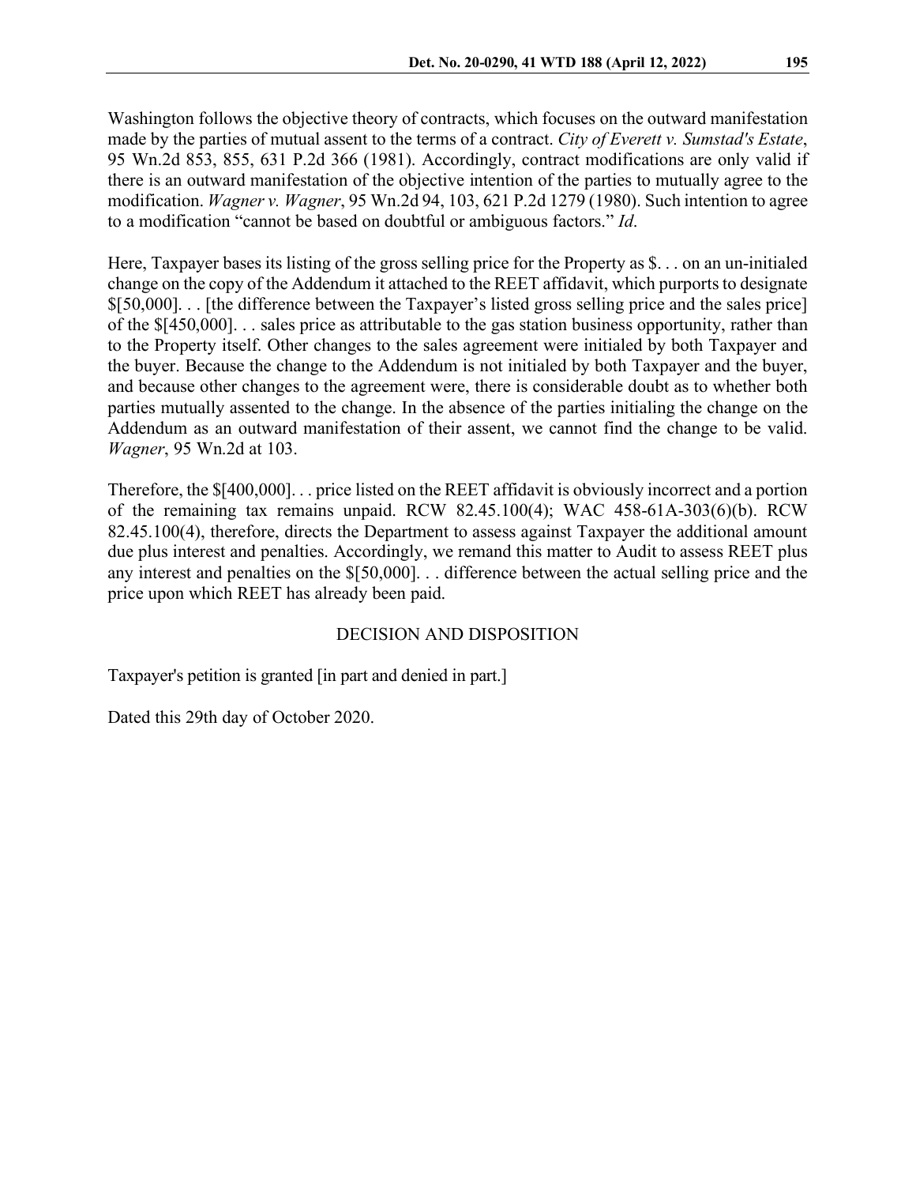Washington follows the objective theory of contracts, which focuses on the outward manifestation made by the parties of mutual assent to the terms of a contract. *City of Everett v. Sumstad's Estate*, 95 Wn.2d 853, 855, 631 P.2d 366 (1981). Accordingly, contract modifications are only valid if there is an outward manifestation of the objective intention of the parties to mutually agree to the modification. *Wagner v. Wagner*, 95 Wn.2d 94, 103, 621 P.2d 1279 (1980). Such intention to agree to a modification "cannot be based on doubtful or ambiguous factors." *Id*.

Here, Taxpayer bases its listing of the gross selling price for the Property as $. . . on an un-initialed change on the copy of the Addendum it attached to the REET affidavit, which purports to designate $[50,000]. . . [the difference between the Taxpayer's listed gross selling price and the sales price] of the $[450,000]. . . sales price as attributable to the gas station business opportunity, rather than to the Property itself. Other changes to the sales agreement were initialed by both Taxpayer and the buyer. Because the change to the Addendum is not initialed by both Taxpayer and the buyer, and because other changes to the agreement were, there is considerable doubt as to whether both parties mutually assented to the change. In the absence of the parties initialing the change on the Addendum as an outward manifestation of their assent, we cannot find the change to be valid. *Wagner*, 95 Wn.2d at 103.

Therefore, the $[400,000]. . . price listed on the REET affidavit is obviously incorrect and a portion of the remaining tax remains unpaid. RCW 82.45.100(4); WAC 458-61A-303(6)(b). RCW 82.45.100(4), therefore, directs the Department to assess against Taxpayer the additional amount due plus interest and penalties. Accordingly, we remand this matter to Audit to assess REET plus any interest and penalties on the $[50,000]. . . difference between the actual selling price and the price upon which REET has already been paid.

## DECISION AND DISPOSITION

Taxpayer's petition is granted [in part and denied in part.]

Dated this 29th day of October 2020.